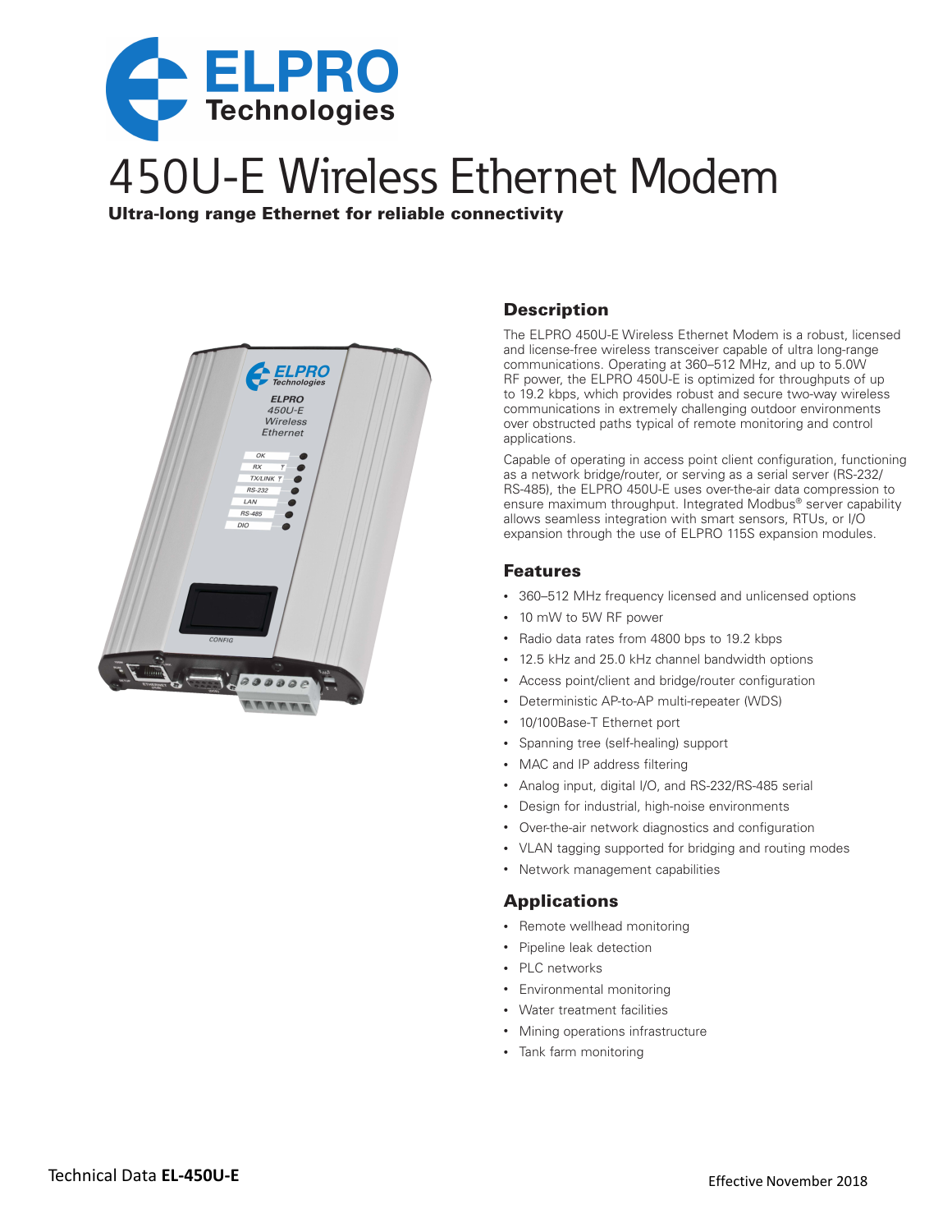# 450U-E Wireless Ethernet Modem

**Ultra-long range Ethernet for reliable connectivity**

## Description

The ELPRO 450U-E Wireless Ethernet Modem is a robust, licensed and license-free wireless transceiver capable of ultra long-range communications. Operating at 360–512 MHz, and up to 5.0W RF power, the ELPRO 450U-E is optimized for throughputs of up to 19.2 kbps, which provides robust and secure two-way wireless communications in extremely challenging outdoor environments over obstructed paths typical of remote monitoring and control applications.

Capable of operating in access point client configuration, functioning as a network bridge/router, or serving as a serial server (RS-232/RS-485), the ELPRO 450U-E uses over-the-air data compression to ensure maximum throughput. Integrated Modbus® server capability allows seamless integration with smart sensors, RTUs, or I/O expansion through the use of ELPRO 115S expansion modules.

## Features

- 360–512 MHz frequency licensed and unlicensed options
- 10 mW to 5W RF power
- Radio data rates from 4800 bps to 19.2 kbps
- 12.5 kHz and 25.0 kHz channel bandwidth options
- Access point/client and bridge/router configuration
- Deterministic AP-to-AP multi-repeater (WDS)
- 10/100Base-T Ethernet port
- Spanning tree (self-healing) support
- MAC and IP address filtering
- Analog input, digital I/O, and RS-232/RS-485 serial
- Design for industrial, high-noise environments
- Over-the-air network diagnostics and configuration
- VLAN tagging supported for bridging and routing modes
- Network management capabilities

## Applications

- Remote wellhead monitoring
- Pipeline leak detection
- PLC networks
- Environmental monitoring
- Water treatment facilities
- Mining operations infrastructure
- Tank farm monitoring

Technical Data **EL-450U-E**

Effective November 2018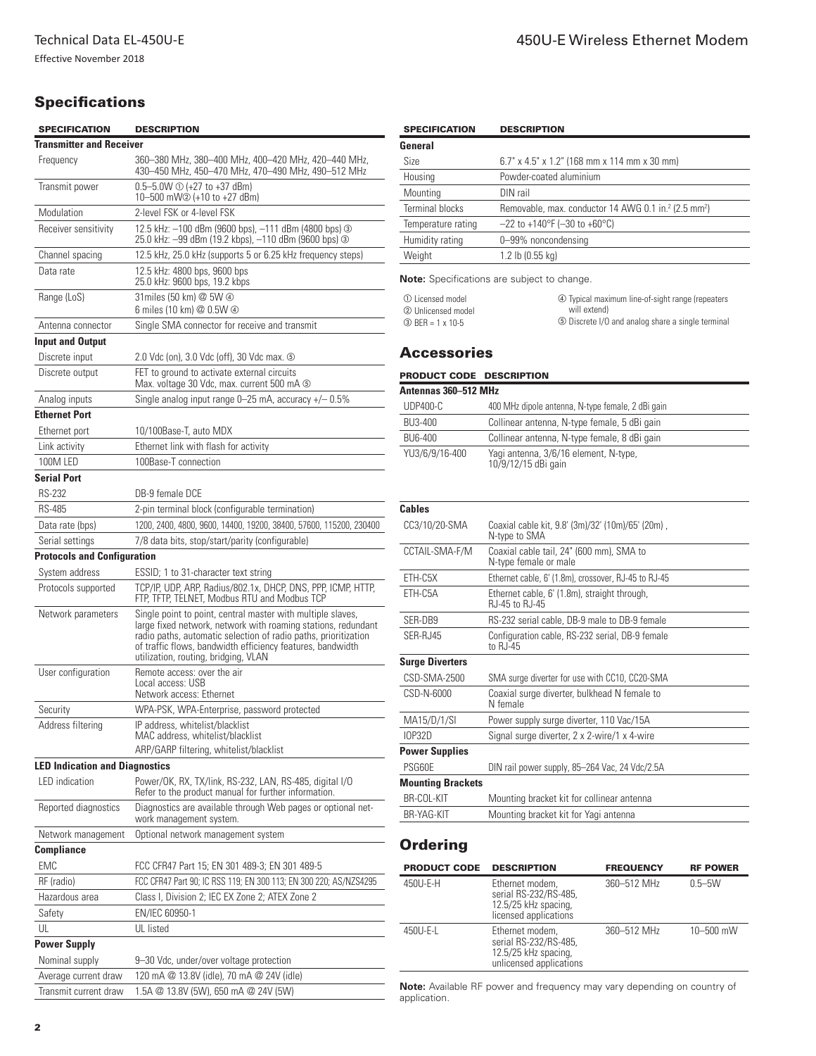## Specifications

| SPECIFICATION | DESCRIPTION |
|---|---|
| **Transmitter and Receiver** | |
| Frequency | 360–380 MHz, 380–400 MHz, 400–420 MHz, 420–440 MHz, 430–450 MHz, 450–470 MHz, 470–490 MHz, 490–512 MHz |
| Transmit power | 0.5–5.0W ① (+27 to +37 dBm)<br>10–500 mW② (+10 to +27 dBm) |
| Modulation | 2-level FSK or 4-level FSK |
| Receiver sensitivity | 12.5 kHz: –100 dBm (9600 bps), –111 dBm (4800 bps) ③<br>25.0 kHz: –99 dBm (19.2 kbps), –110 dBm (9600 bps) ③ |
| Channel spacing | 12.5 kHz, 25.0 kHz (supports 5 or 6.25 kHz frequency steps) |
| Data rate | 12.5 kHz: 4800 bps, 9600 bps<br>25.0 kHz: 9600 bps, 19.2 kbps |
| Range (LoS) | 31miles (50 km) @ 5W ④<br>6 miles (10 km) @ 0.5W ④ |
| Antenna connector | Single SMA connector for receive and transmit |
| **Input and Output** | |
| Discrete input | 2.0 Vdc (on), 3.0 Vdc (off), 30 Vdc max. ⑤ |
| Discrete output | FET to ground to activate external circuits<br>Max. voltage 30 Vdc, max. current 500 mA ⑤ |
| Analog inputs | Single analog input range 0–25 mA, accuracy +/– 0.5% |
| **Ethernet Port** | |
| Ethernet port | 10/100Base-T, auto MDX |
| Link activity | Ethernet link with flash for activity |
| 100M LED | 100Base-T connection |
| **Serial Port** | |
| RS-232 | DB-9 female DCE |
| RS-485 | 2-pin terminal block (configurable termination) |
| Data rate (bps) | 1200, 2400, 4800, 9600, 14400, 19200, 38400, 57600, 115200, 230400 |
| Serial settings | 7/8 data bits, stop/start/parity (configurable) |
| **Protocols and Configuration** | |
| System address | ESSID; 1 to 31-character text string |
| Protocols supported | TCP/IP, UDP, ARP, Radius/802.1x, DHCP, DNS, PPP, ICMP, HTTP, FTP, TFTP, TELNET, Modbus RTU and Modbus TCP |
| Network parameters | Single point to point, central master with multiple slaves, large fixed network, network with roaming stations, redundant radio paths, automatic selection of radio paths, prioritization of traffic flows, bandwidth efficiency features, bandwidth utilization, routing, bridging, VLAN |
| User configuration | Remote access: over the air<br>Local access: USB<br>Network access: Ethernet |
| Security | WPA-PSK, WPA-Enterprise, password protected |
| Address filtering | IP address, whitelist/blacklist<br>MAC address, whitelist/blacklist<br>ARP/GARP filtering, whitelist/blacklist |
| **LED Indication and Diagnostics** | |
| LED indication | Power/OK, RX, TX/link, RS-232, LAN, RS-485, digital I/O<br>Refer to the product manual for further information. |
| Reported diagnostics | Diagnostics are available through Web pages or optional network management system. |
| Network management | Optional network management system |
| **Compliance** | |
| EMC | FCC CFR47 Part 15; EN 301 489-3; EN 301 489-5 |
| RF (radio) | FCC CFR47 Part 90; IC RSS 119; EN 300 113; EN 300 220; AS/NZS4295 |
| Hazardous area | Class I, Division 2; IEC Ex Zone 2; ATEX Zone 2 |
| Safety | EN/IEC 60950-1 |
| UL | UL listed |
| **Power Supply** | |
| Nominal supply | 9–30 Vdc, under/over voltage protection |
| Average current draw | 120 mA @ 13.8V (idle), 70 mA @ 24V (idle) |
| Transmit current draw | 1.5A @ 13.8V (5W), 650 mA @ 24V (5W) |

| SPECIFICATION | DESCRIPTION |
|---|---|
| **General** | |
| Size | 6.7" x 4.5" x 1.2" (168 mm x 114 mm x 30 mm) |
| Housing | Powder-coated aluminium |
| Mounting | DIN rail |
| Terminal blocks | Removable, max. conductor 14 AWG 0.1 in.² (2.5 mm²) |
| Temperature rating | –22 to +140°F (–30 to +60°C) |
| Humidity rating | 0–99% noncondensing |
| Weight | 1.2 lb (0.55 kg) |

**Note:** Specifications are subject to change.

① Licensed model
② Unlicensed model
③ BER = 1 x 10-5
④ Typical maximum line-of-sight range (repeaters will extend)
⑤ Discrete I/O and analog share a single terminal

## Accessories

| PRODUCT CODE | DESCRIPTION |
|---|---|
| **Antennas 360–512 MHz** | |
| UDP400-C | 400 MHz dipole antenna, N-type female, 2 dBi gain |
| BU3-400 | Collinear antenna, N-type female, 5 dBi gain |
| BU6-400 | Collinear antenna, N-type female, 8 dBi gain |
| YU3/6/9/16-400 | Yagi antenna, 3/6/16 element, N-type, 10/9/12/15 dBi gain |
| **Cables** | |
| CC3/10/20-SMA | Coaxial cable kit, 9.8' (3m)/32' (10m)/65' (20m) , N-type to SMA |
| CCTAIL-SMA-F/M | Coaxial cable tail, 24" (600 mm), SMA to N-type female or male |
| ETH-C5X | Ethernet cable, 6' (1.8m), crossover, RJ-45 to RJ-45 |
| ETH-C5A | Ethernet cable, 6' (1.8m), straight through, RJ-45 to RJ-45 |
| SER-DB9 | RS-232 serial cable, DB-9 male to DB-9 female |
| SER-RJ45 | Configuration cable, RS-232 serial, DB-9 female to RJ-45 |
| **Surge Diverters** | |
| CSD-SMA-2500 | SMA surge diverter for use with CC10, CC20-SMA |
| CSD-N-6000 | Coaxial surge diverter, bulkhead N female to N female |
| MA15/D/1/SI | Power supply surge diverter, 110 Vac/15A |
| IOP32D | Signal surge diverter, 2 x 2-wire/1 x 4-wire |
| **Power Supplies** | |
| PSG60E | DIN rail power supply, 85–264 Vac, 24 Vdc/2.5A |
| **Mounting Brackets** | |
| BR-COL-KIT | Mounting bracket kit for collinear antenna |
| BR-YAG-KIT | Mounting bracket kit for Yagi antenna |

## Ordering

| PRODUCT CODE | DESCRIPTION | FREQUENCY | RF POWER |
|---|---|---|---|
| 450U-E-H | Ethernet modem, serial RS-232/RS-485, 12.5/25 kHz spacing, licensed applications | 360–512 MHz | 0.5–5W |
| 450U-E-L | Ethernet modem, serial RS-232/RS-485, 12.5/25 kHz spacing, unlicensed applications | 360–512 MHz | 10–500 mW |

**Note:** Available RF power and frequency may vary depending on country of application.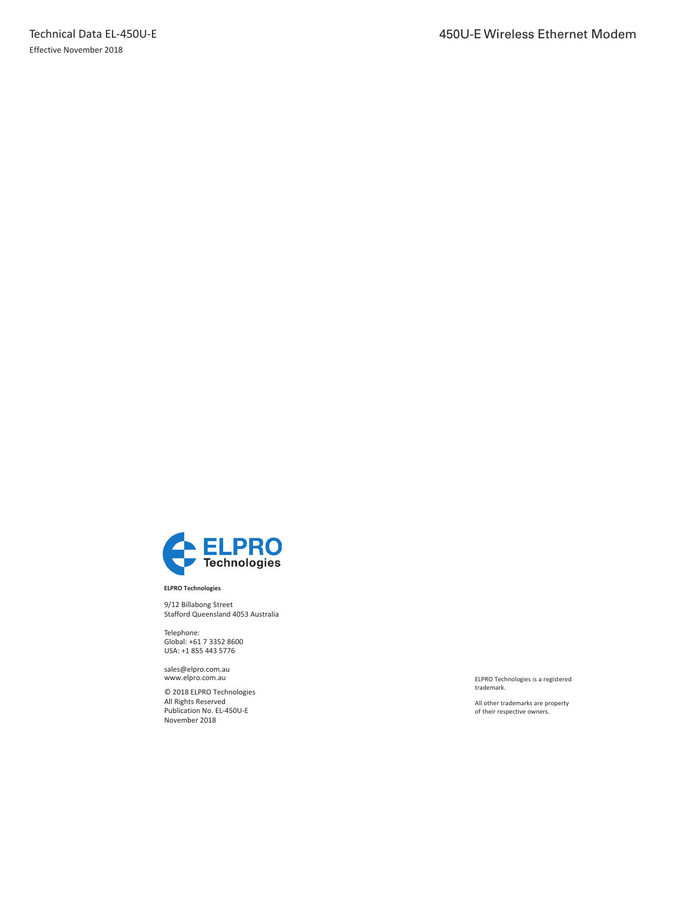**ELPRO Technologies**

9/12 Billabong Street
Stafford Queensland 4053 Australia

Telephone:
Global: +61 7 3352 8600
USA: +1 855 443 5776

sales@elpro.com.au
www.elpro.com.au

© 2018 ELPRO Technologies
All Rights Reserved
Publication No. EL-450U-E
November 2018

ELPRO Technologies is a registered trademark.

All other trademarks are property of their respective owners.